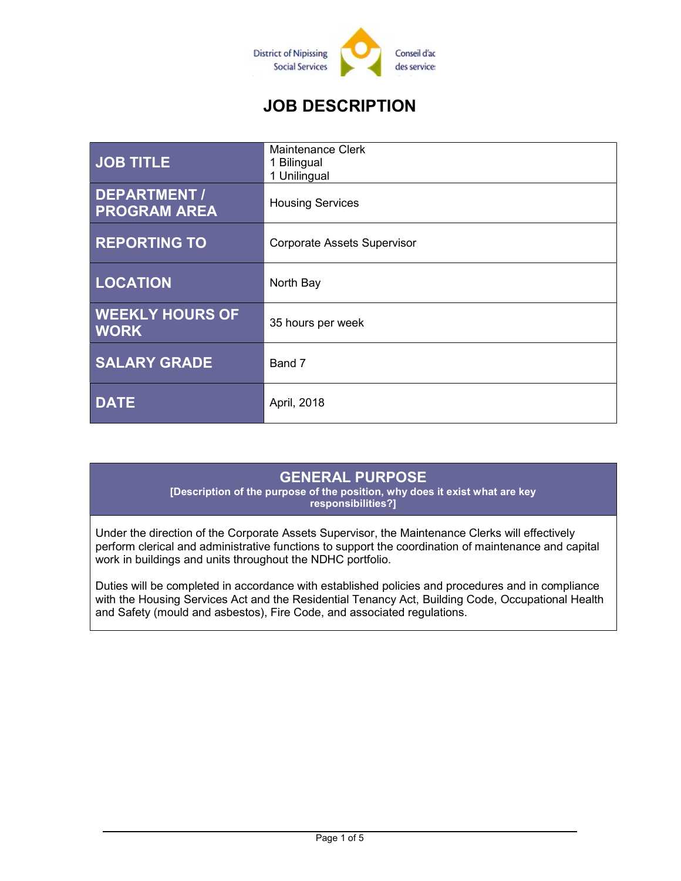District of Nipissing Social Services | Conseil d'ac des service

# JOB DESCRIPTION

| JOB TITLE | Maintenance Clerk<br>1 Bilingual<br>1 Unilingual |
|---|---|
| DEPARTMENT / PROGRAM AREA | Housing Services |
| REPORTING TO | Corporate Assets Supervisor |
| LOCATION | North Bay |
| WEEKLY HOURS OF WORK | 35 hours per week |
| SALARY GRADE | Band 7 |
| DATE | April, 2018 |

## GENERAL PURPOSE

**[Description of the purpose of the position, why does it exist what are key responsibilities?]**

Under the direction of the Corporate Assets Supervisor, the Maintenance Clerks will effectively perform clerical and administrative functions to support the coordination of maintenance and capital work in buildings and units throughout the NDHC portfolio.

Duties will be completed in accordance with established policies and procedures and in compliance with the Housing Services Act and the Residential Tenancy Act, Building Code, Occupational Health and Safety (mould and asbestos), Fire Code, and associated regulations.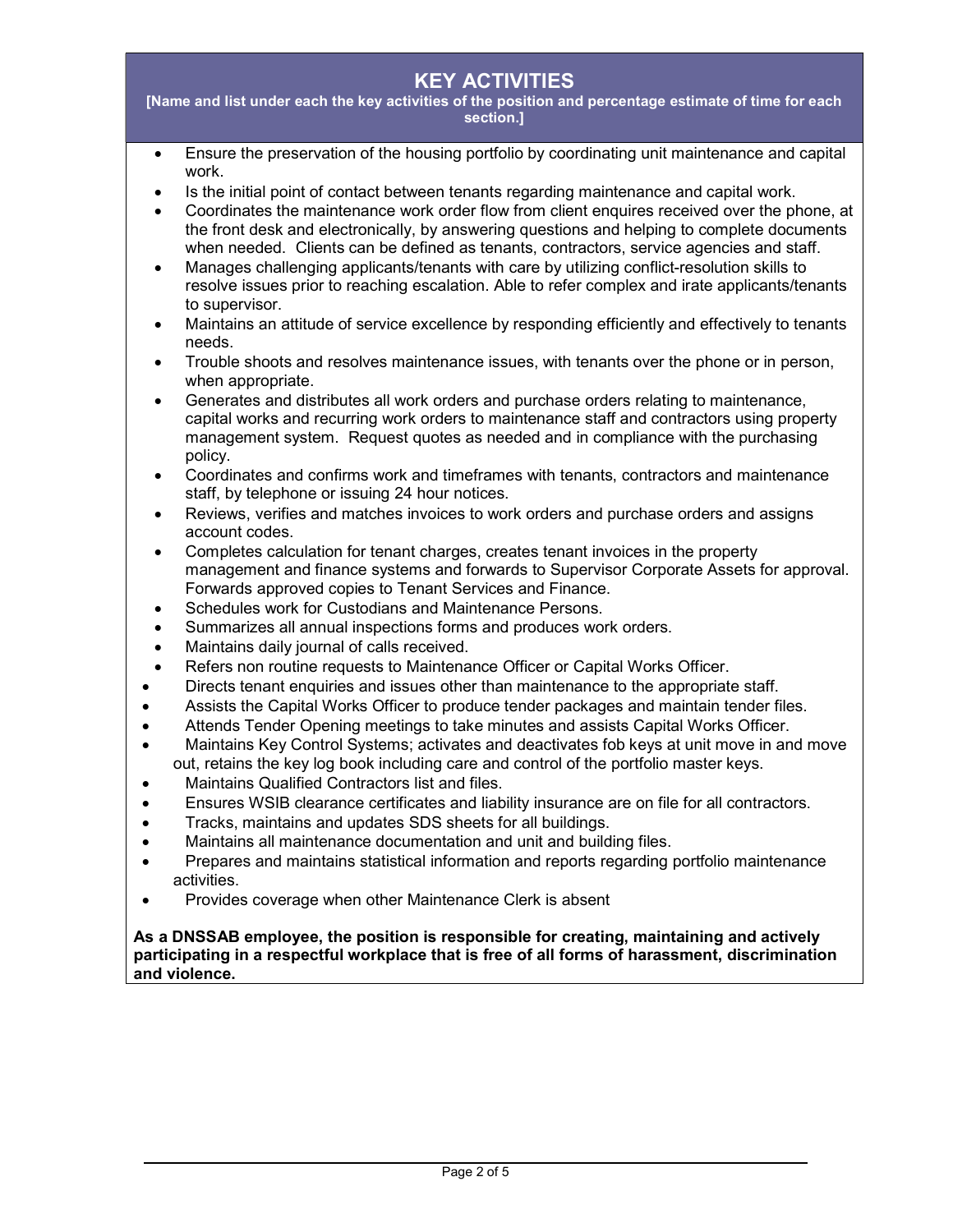## KEY ACTIVITIES

**[Name and list under each the key activities of the position and percentage estimate of time for each section.]**

- Ensure the preservation of the housing portfolio by coordinating unit maintenance and capital work.
- Is the initial point of contact between tenants regarding maintenance and capital work.
- Coordinates the maintenance work order flow from client enquires received over the phone, at the front desk and electronically, by answering questions and helping to complete documents when needed. Clients can be defined as tenants, contractors, service agencies and staff.
- Manages challenging applicants/tenants with care by utilizing conflict-resolution skills to resolve issues prior to reaching escalation. Able to refer complex and irate applicants/tenants to supervisor.
- Maintains an attitude of service excellence by responding efficiently and effectively to tenants needs.
- Trouble shoots and resolves maintenance issues, with tenants over the phone or in person, when appropriate.
- Generates and distributes all work orders and purchase orders relating to maintenance, capital works and recurring work orders to maintenance staff and contractors using property management system. Request quotes as needed and in compliance with the purchasing policy.
- Coordinates and confirms work and timeframes with tenants, contractors and maintenance staff, by telephone or issuing 24 hour notices.
- Reviews, verifies and matches invoices to work orders and purchase orders and assigns account codes.
- Completes calculation for tenant charges, creates tenant invoices in the property management and finance systems and forwards to Supervisor Corporate Assets for approval. Forwards approved copies to Tenant Services and Finance.
- Schedules work for Custodians and Maintenance Persons.
- Summarizes all annual inspections forms and produces work orders.
- Maintains daily journal of calls received.
- Refers non routine requests to Maintenance Officer or Capital Works Officer.
- Directs tenant enquiries and issues other than maintenance to the appropriate staff.
- Assists the Capital Works Officer to produce tender packages and maintain tender files.
- Attends Tender Opening meetings to take minutes and assists Capital Works Officer.
- Maintains Key Control Systems; activates and deactivates fob keys at unit move in and move out, retains the key log book including care and control of the portfolio master keys.
- Maintains Qualified Contractors list and files.
- Ensures WSIB clearance certificates and liability insurance are on file for all contractors.
- Tracks, maintains and updates SDS sheets for all buildings.
- Maintains all maintenance documentation and unit and building files.
- Prepares and maintains statistical information and reports regarding portfolio maintenance activities.
- Provides coverage when other Maintenance Clerk is absent

**As a DNSSAB employee, the position is responsible for creating, maintaining and actively participating in a respectful workplace that is free of all forms of harassment, discrimination and violence.**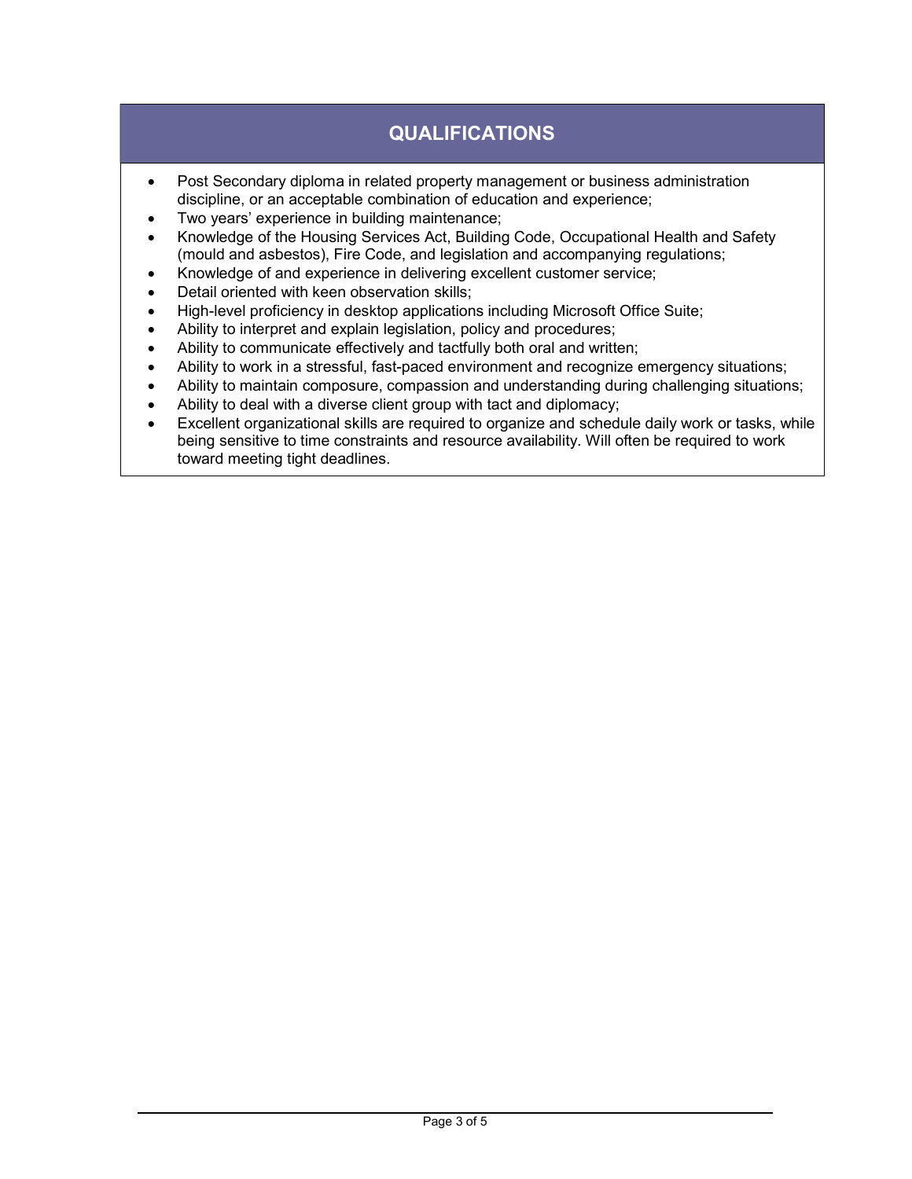## QUALIFICATIONS

- Post Secondary diploma in related property management or business administration discipline, or an acceptable combination of education and experience;
- Two years' experience in building maintenance;
- Knowledge of the Housing Services Act, Building Code, Occupational Health and Safety (mould and asbestos), Fire Code, and legislation and accompanying regulations;
- Knowledge of and experience in delivering excellent customer service;
- Detail oriented with keen observation skills;
- High-level proficiency in desktop applications including Microsoft Office Suite;
- Ability to interpret and explain legislation, policy and procedures;
- Ability to communicate effectively and tactfully both oral and written;
- Ability to work in a stressful, fast-paced environment and recognize emergency situations;
- Ability to maintain composure, compassion and understanding during challenging situations;
- Ability to deal with a diverse client group with tact and diplomacy;
- Excellent organizational skills are required to organize and schedule daily work or tasks, while being sensitive to time constraints and resource availability. Will often be required to work toward meeting tight deadlines.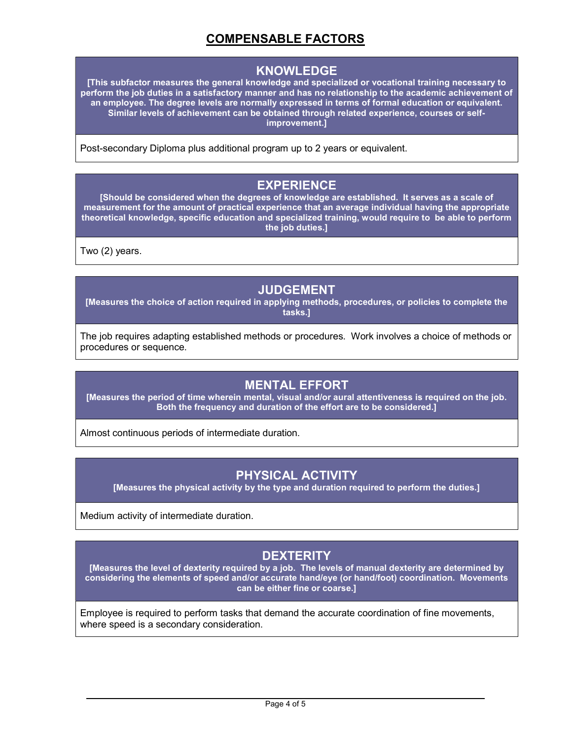# COMPENSABLE FACTORS

## KNOWLEDGE

**[This subfactor measures the general knowledge and specialized or vocational training necessary to perform the job duties in a satisfactory manner and has no relationship to the academic achievement of an employee. The degree levels are normally expressed in terms of formal education or equivalent. Similar levels of achievement can be obtained through related experience, courses or self-improvement.]**

Post-secondary Diploma plus additional program up to 2 years or equivalent.

## EXPERIENCE

**[Should be considered when the degrees of knowledge are established. It serves as a scale of measurement for the amount of practical experience that an average individual having the appropriate theoretical knowledge, specific education and specialized training, would require to be able to perform the job duties.]**

Two (2) years.

## JUDGEMENT

**[Measures the choice of action required in applying methods, procedures, or policies to complete the tasks.]**

The job requires adapting established methods or procedures. Work involves a choice of methods or procedures or sequence.

## MENTAL EFFORT

**[Measures the period of time wherein mental, visual and/or aural attentiveness is required on the job. Both the frequency and duration of the effort are to be considered.]**

Almost continuous periods of intermediate duration.

## PHYSICAL ACTIVITY

**[Measures the physical activity by the type and duration required to perform the duties.]**

Medium activity of intermediate duration.

## DEXTERITY

**[Measures the level of dexterity required by a job. The levels of manual dexterity are determined by considering the elements of speed and/or accurate hand/eye (or hand/foot) coordination. Movements can be either fine or coarse.]**

Employee is required to perform tasks that demand the accurate coordination of fine movements, where speed is a secondary consideration.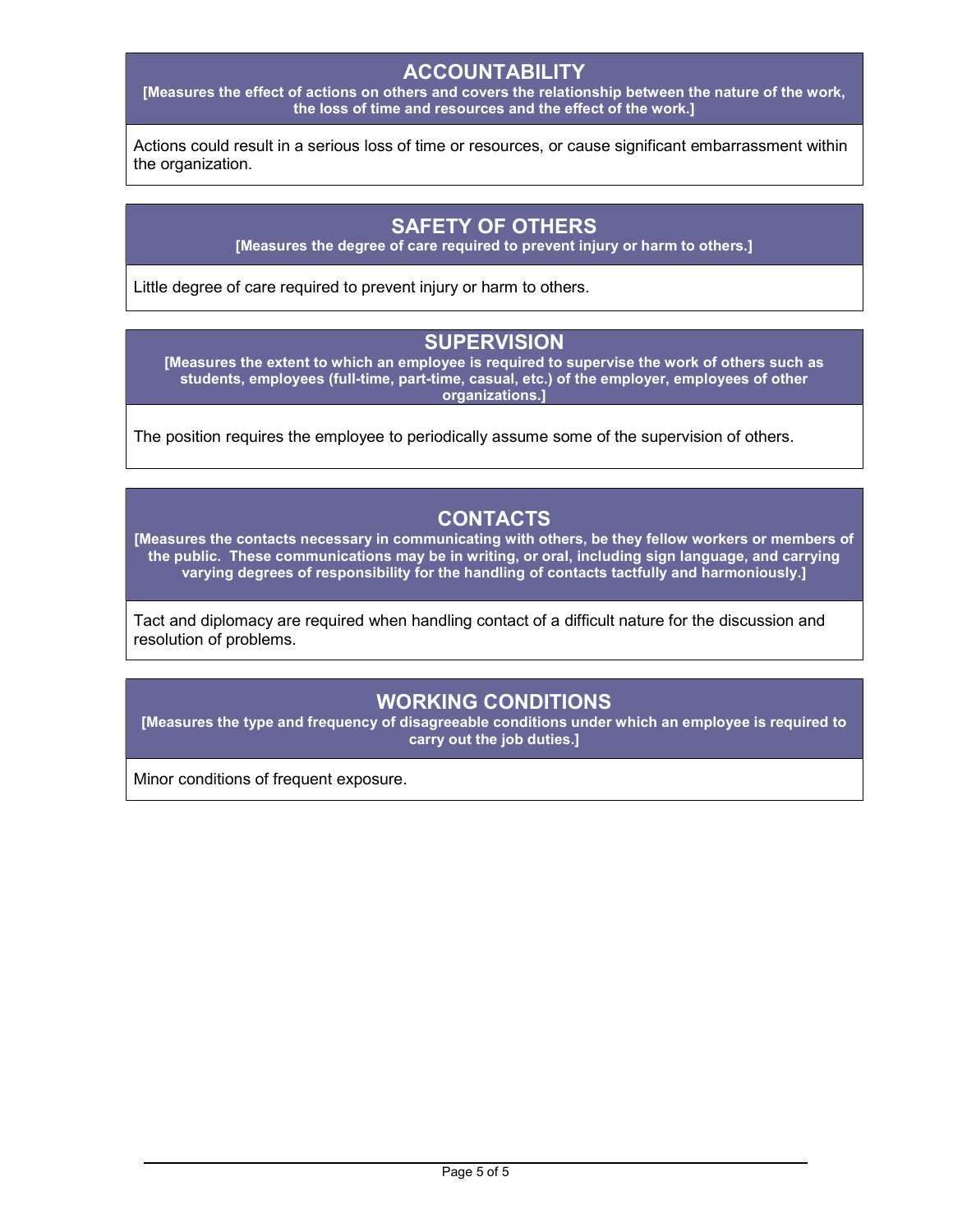## ACCOUNTABILITY

**[Measures the effect of actions on others and covers the relationship between the nature of the work, the loss of time and resources and the effect of the work.]**

Actions could result in a serious loss of time or resources, or cause significant embarrassment within the organization.

## SAFETY OF OTHERS

**[Measures the degree of care required to prevent injury or harm to others.]**

Little degree of care required to prevent injury or harm to others.

## SUPERVISION

**[Measures the extent to which an employee is required to supervise the work of others such as students, employees (full-time, part-time, casual, etc.) of the employer, employees of other organizations.]**

The position requires the employee to periodically assume some of the supervision of others.

## CONTACTS

**[Measures the contacts necessary in communicating with others, be they fellow workers or members of the public. These communications may be in writing, or oral, including sign language, and carrying varying degrees of responsibility for the handling of contacts tactfully and harmoniously.]**

Tact and diplomacy are required when handling contact of a difficult nature for the discussion and resolution of problems.

## WORKING CONDITIONS

**[Measures the type and frequency of disagreeable conditions under which an employee is required to carry out the job duties.]**

Minor conditions of frequent exposure.